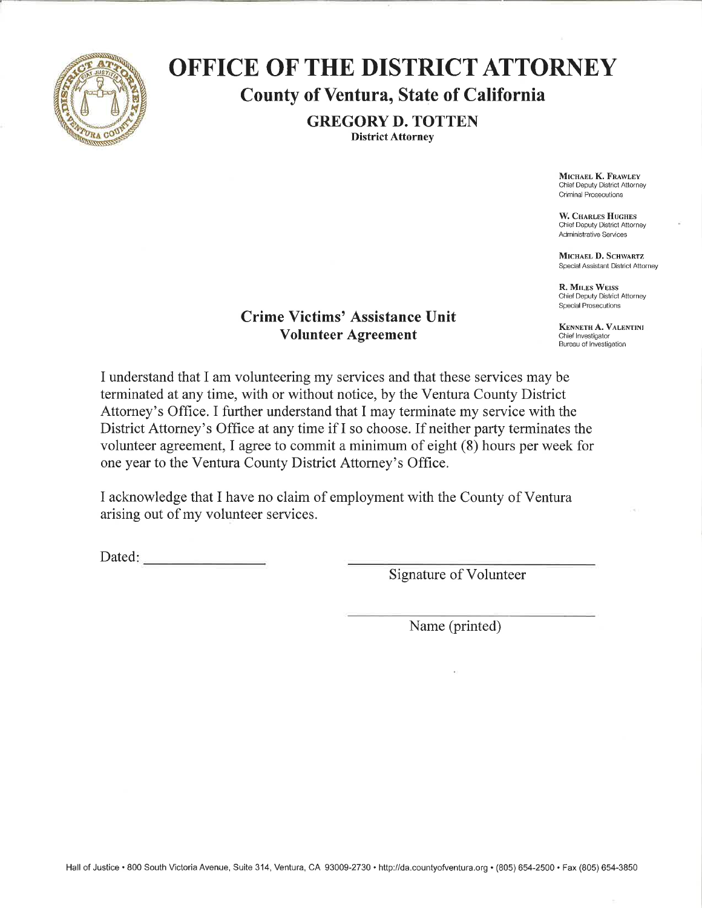# OFFICE OF THE DISTRICT ATTORNEY

## County of Ventura, State of California

**GREGORY D. TOTTEN**
**District Attorney**

**MICHAEL K. FRAWLEY**
Chief Deputy District Attorney
Criminal Prosecutions

**W. CHARLES HUGHES**
Chief Deputy District Attorney
Administrative Services

**MICHAEL D. SCHWARTZ**
Special Assistant District Attorney

**R. MILES WEISS**
Chief Deputy District Attorney
Special Prosecutions

**KENNETH A. VALENTINI**
Chief Investigator
Bureau of Investigation

### Crime Victims' Assistance Unit
### Volunteer Agreement

I understand that I am volunteering my services and that these services may be terminated at any time, with or without notice, by the Ventura County District Attorney's Office. I further understand that I may terminate my service with the District Attorney's Office at any time if I so choose. If neither party terminates the volunteer agreement, I agree to commit a minimum of eight (8) hours per week for one year to the Ventura County District Attorney's Office.

I acknowledge that I have no claim of employment with the County of Ventura arising out of my volunteer services.

Dated: ________________

______________________________
Signature of Volunteer

______________________________
Name (printed)

Hall of Justice • 800 South Victoria Avenue, Suite 314, Ventura, CA 93009-2730 • http://da.countyofventura.org • (805) 654-2500 • Fax (805) 654-3850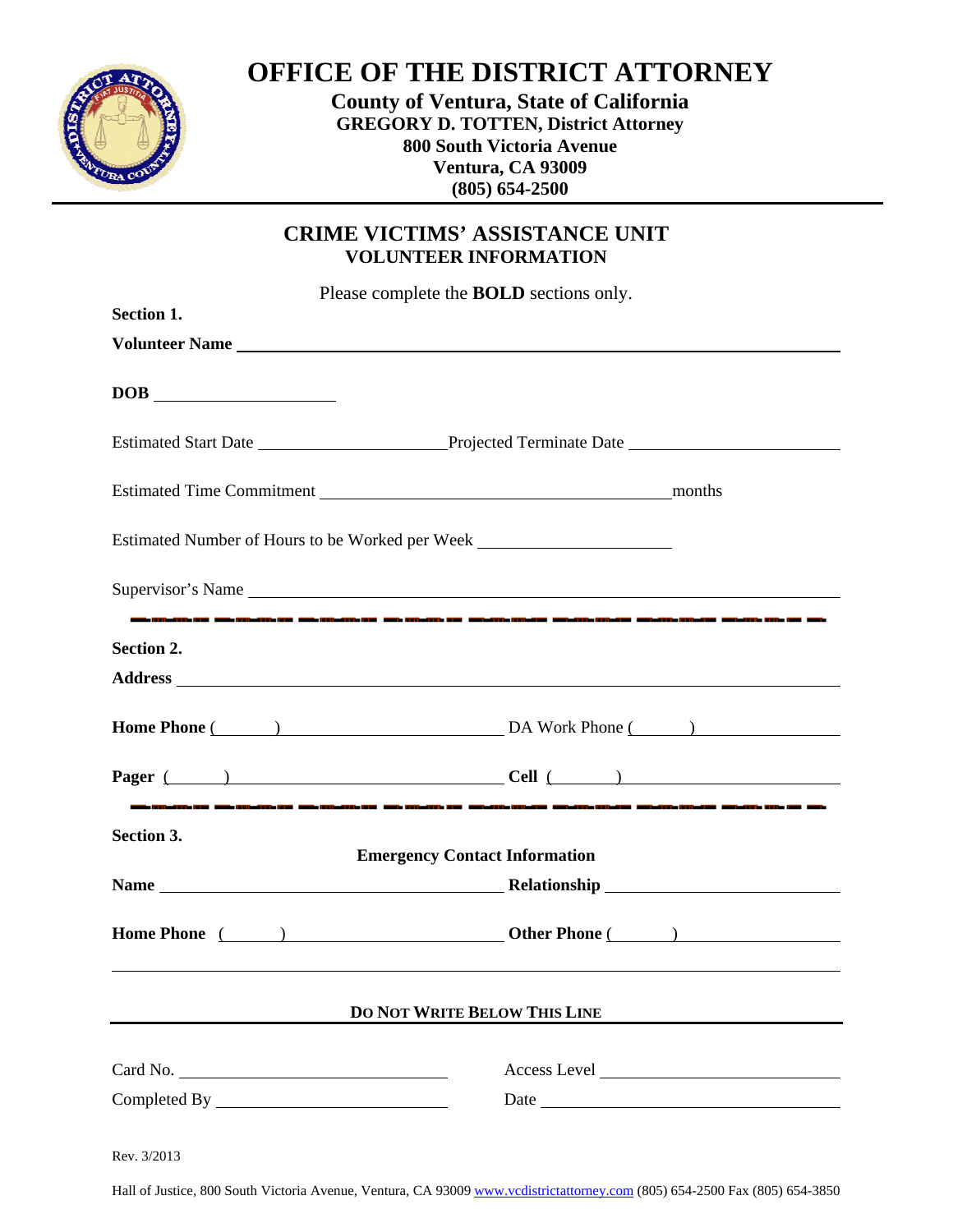# OFFICE OF THE DISTRICT ATTORNEY

**County of Ventura, State of California**
**GREGORY D. TOTTEN, District Attorney**
**800 South Victoria Avenue**
**Ventura, CA 93009**
**(805) 654-2500**

## CRIME VICTIMS' ASSISTANCE UNIT
### VOLUNTEER INFORMATION

Please complete the **BOLD** sections only.

**Section 1.**

**Volunteer Name** ______________________________________________

**DOB** ____________________

Estimated Start Date ____________________ Projected Terminate Date ____________________

Estimated Time Commitment ________________________________ months

Estimated Number of Hours to be Worked per Week ____________________

Supervisor's Name ______________________________________________

---

**Section 2.**

**Address** ______________________________________________

**Home Phone** (______) ____________________ DA Work Phone (______) ____________________

**Pager** (______) ____________________ **Cell** (______) ____________________

---

**Section 3.**

**Emergency Contact Information**

**Name** ____________________________ **Relationship** ____________________

**Home Phone** (______) ____________________ **Other Phone** (______) ____________________

---

**DO NOT WRITE BELOW THIS LINE**

Card No. ____________________ Access Level ____________________

Completed By ____________________ Date ____________________

Rev. 3/2013

Hall of Justice, 800 South Victoria Avenue, Ventura, CA 93009 www.vcdistrictattorney.com (805) 654-2500 Fax (805) 654-3850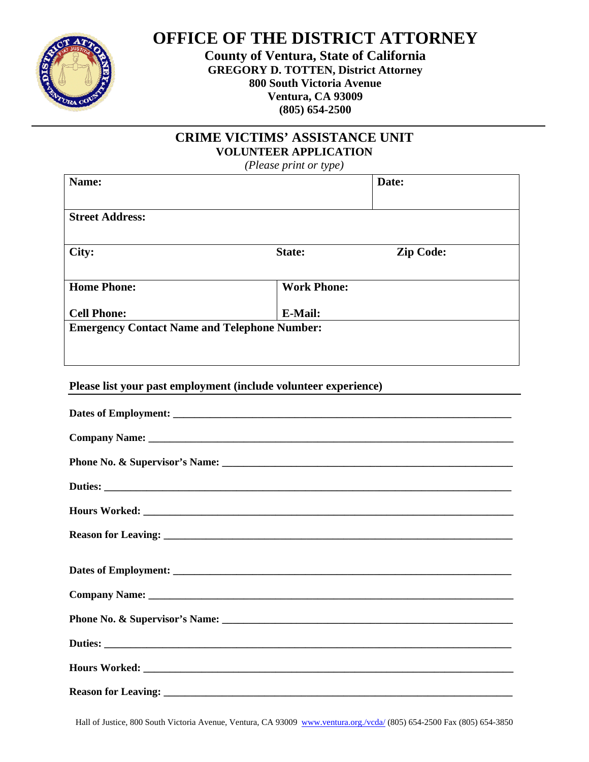# OFFICE OF THE DISTRICT ATTORNEY

**County of Ventura, State of California**
**GREGORY D. TOTTEN, District Attorney**
**800 South Victoria Avenue**
**Ventura, CA 93009**
**(805) 654-2500**

## CRIME VICTIMS' ASSISTANCE UNIT

### VOLUNTEER APPLICATION

*(Please print or type)*

| **Name:** | | **Date:** |
|---|---|---|
| **Street Address:** | | |
| **City:** | **State:** | **Zip Code:** |
| **Home Phone:**<br><br>**Cell Phone:** | **Work Phone:**<br><br>**E-Mail:** | |
| **Emergency Contact Name and Telephone Number:** | | |

**Please list your past employment (include volunteer experience)**

**Dates of Employment:** ______________________________________________

**Company Name:** ______________________________________________

**Phone No. & Supervisor's Name:** ______________________________________________

**Duties:** ______________________________________________

**Hours Worked:** ______________________________________________

**Reason for Leaving:** ______________________________________________

**Dates of Employment:** ______________________________________________

**Company Name:** ______________________________________________

**Phone No. & Supervisor's Name:** ______________________________________________

**Duties:** ______________________________________________

**Hours Worked:** ______________________________________________

**Reason for Leaving:** ______________________________________________

Hall of Justice, 800 South Victoria Avenue, Ventura, CA 93009 www.ventura.org./vcda/ (805) 654-2500 Fax (805) 654-3850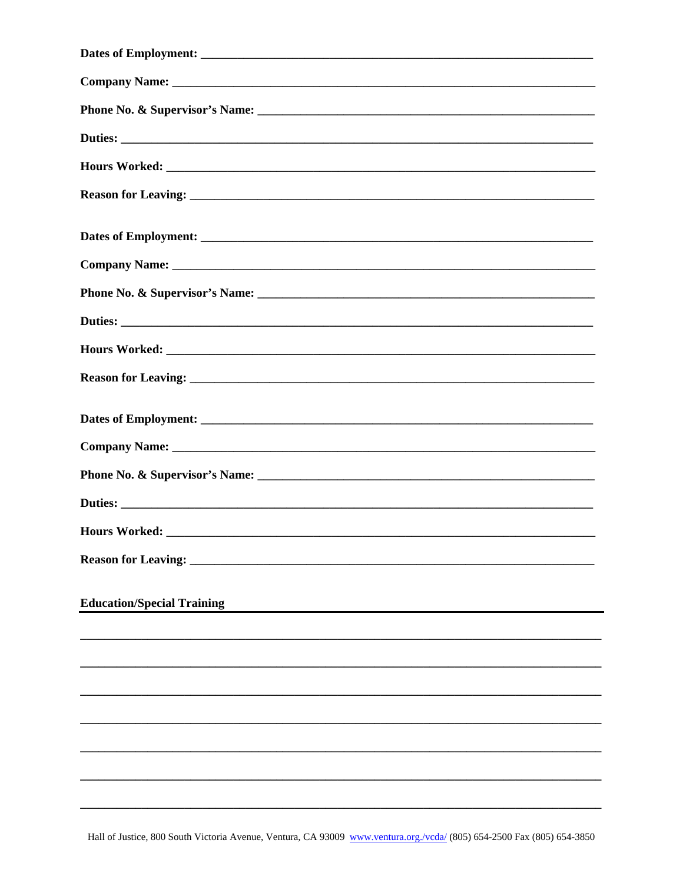**Dates of Employment:** ___________________________________________________________________

**Company Name:** ___________________________________________________________________

**Phone No. & Supervisor's Name:** ___________________________________________________

**Duties:** _________________________________________________________________________

**Hours Worked:** ___________________________________________________________________

**Reason for Leaving:** _______________________________________________________________

**Dates of Employment:** ___________________________________________________________________

**Company Name:** ___________________________________________________________________

**Phone No. & Supervisor's Name:** ___________________________________________________

**Duties:** _________________________________________________________________________

**Hours Worked:** ___________________________________________________________________

**Reason for Leaving:** _______________________________________________________________

**Dates of Employment:** ___________________________________________________________________

**Company Name:** ___________________________________________________________________

**Phone No. & Supervisor's Name:** ___________________________________________________

**Duties:** _________________________________________________________________________

**Hours Worked:** ___________________________________________________________________

**Reason for Leaving:** _______________________________________________________________

**Education/Special Training**

_____________________________________________________________________________________

_____________________________________________________________________________________

_____________________________________________________________________________________

_____________________________________________________________________________________

_____________________________________________________________________________________

_____________________________________________________________________________________

_____________________________________________________________________________________

Hall of Justice, 800 South Victoria Avenue, Ventura, CA 93009 www.ventura.org./vcda/ (805) 654-2500 Fax (805) 654-3850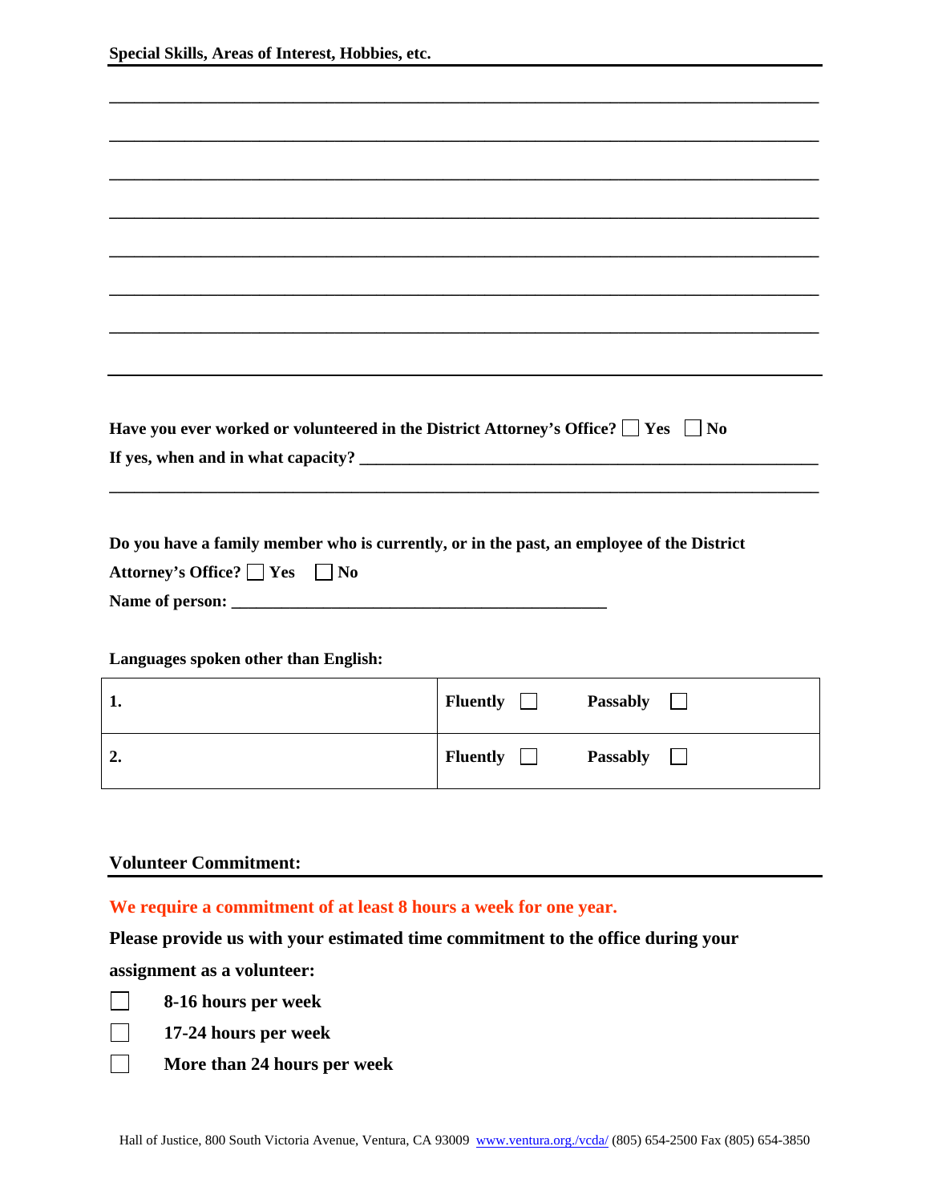**Special Skills, Areas of Interest, Hobbies, etc.**

_______________________________________________________________________________

_______________________________________________________________________________

_______________________________________________________________________________

_______________________________________________________________________________

_______________________________________________________________________________

_______________________________________________________________________________

_______________________________________________________________________________

**Have you ever worked or volunteered in the District Attorney's Office?** ☐ **Yes** ☐ **No**

**If yes, when and in what capacity?** _______________________________________________

_______________________________________________________________________________

**Do you have a family member who is currently, or in the past, an employee of the District Attorney's Office?** ☐ **Yes** ☐ **No**

**Name of person:** ___________________________________________

**Languages spoken other than English:**

| | |
|---|---|
| **1.** | **Fluently** ☐ **Passably** ☐ |
| **2.** | **Fluently** ☐ **Passably** ☐ |

**Volunteer Commitment:**

**We require a commitment of at least 8 hours a week for one year.**

**Please provide us with your estimated time commitment to the office during your assignment as a volunteer:**

☐ **8-16 hours per week**

☐ **17-24 hours per week**

☐ **More than 24 hours per week**

Hall of Justice, 800 South Victoria Avenue, Ventura, CA 93009 www.ventura.org./vcda/ (805) 654-2500 Fax (805) 654-3850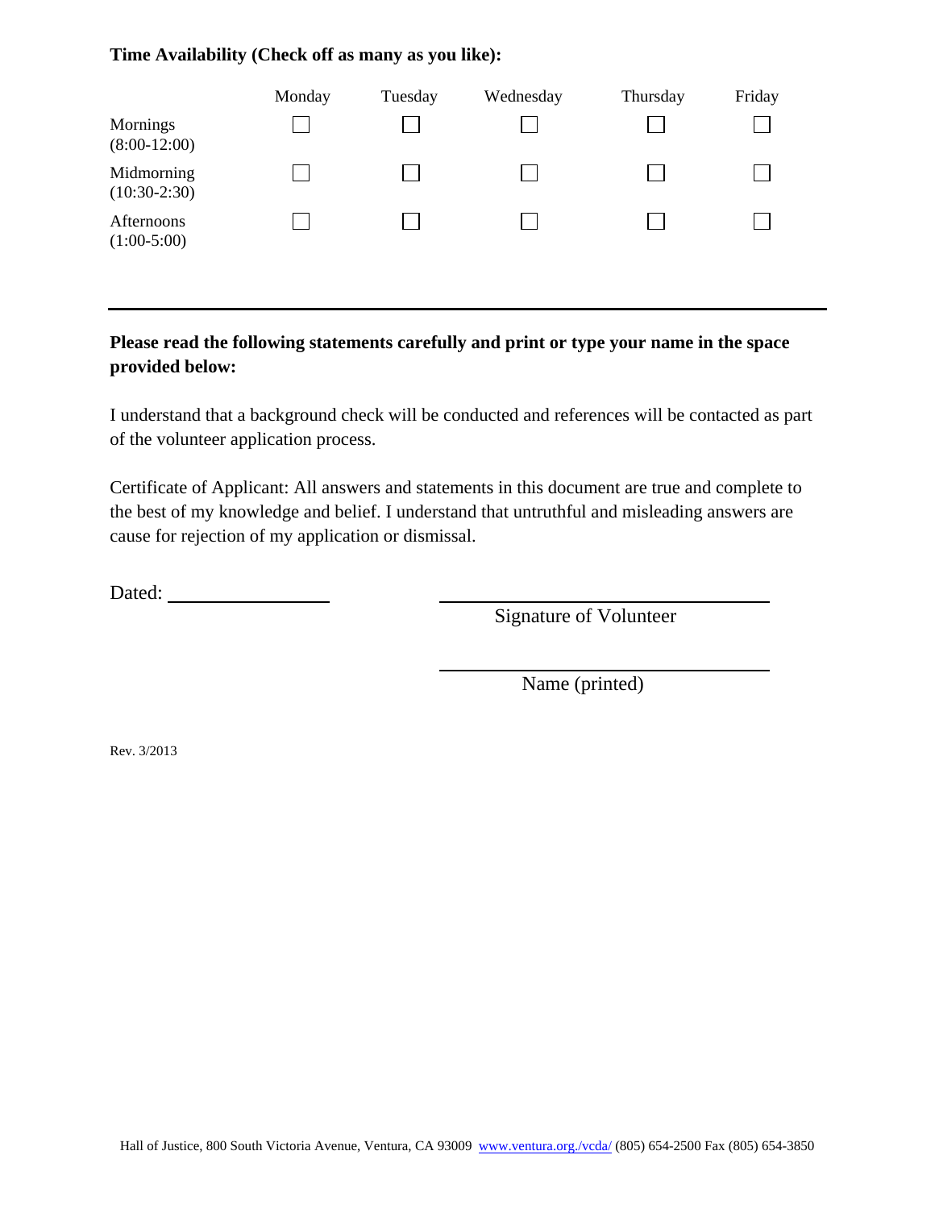**Time Availability (Check off as many as you like):**

| | Monday | Tuesday | Wednesday | Thursday | Friday |
|---|---|---|---|---|---|
| Mornings (8:00-12:00) | ☐ | ☐ | ☐ | ☐ | ☐ |
| Midmorning (10:30-2:30) | ☐ | ☐ | ☐ | ☐ | ☐ |
| Afternoons (1:00-5:00) | ☐ | ☐ | ☐ | ☐ | ☐ |

---

**Please read the following statements carefully and print or type your name in the space provided below:**

I understand that a background check will be conducted and references will be contacted as part of the volunteer application process.

Certificate of Applicant: All answers and statements in this document are true and complete to the best of my knowledge and belief. I understand that untruthful and misleading answers are cause for rejection of my application or dismissal.

Dated: ________________ ________________________________

Signature of Volunteer

________________________________

Name (printed)

Rev. 3/2013

Hall of Justice, 800 South Victoria Avenue, Ventura, CA 93009 www.ventura.org./vcda/ (805) 654-2500 Fax (805) 654-3850